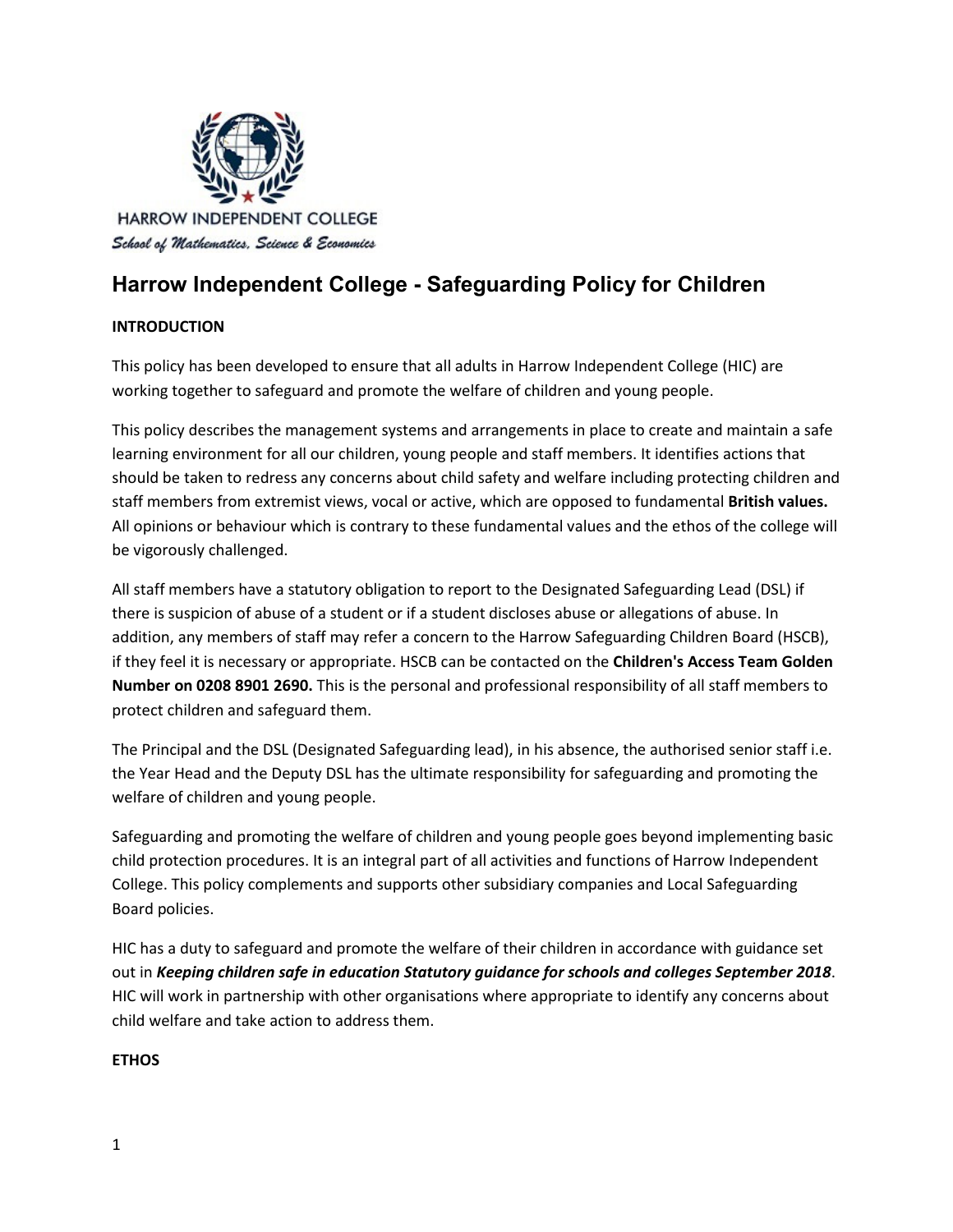HARROW INDEPENDENT COLLEGE

*School of Mathematics, Science & Economics*

# Harrow Independent College - Safeguarding Policy for Children

**INTRODUCTION**

This policy has been developed to ensure that all adults in Harrow Independent College (HIC) are working together to safeguard and promote the welfare of children and young people.

This policy describes the management systems and arrangements in place to create and maintain a safe learning environment for all our children, young people and staff members. It identifies actions that should be taken to redress any concerns about child safety and welfare including protecting children and staff members from extremist views, vocal or active, which are opposed to fundamental **British values.** All opinions or behaviour which is contrary to these fundamental values and the ethos of the college will be vigorously challenged.

All staff members have a statutory obligation to report to the Designated Safeguarding Lead (DSL) if there is suspicion of abuse of a student or if a student discloses abuse or allegations of abuse. In addition, any members of staff may refer a concern to the Harrow Safeguarding Children Board (HSCB), if they feel it is necessary or appropriate. HSCB can be contacted on the **Children's Access Team Golden Number on 0208 8901 2690.** This is the personal and professional responsibility of all staff members to protect children and safeguard them.

The Principal and the DSL (Designated Safeguarding lead), in his absence, the authorised senior staff i.e. the Year Head and the Deputy DSL has the ultimate responsibility for safeguarding and promoting the welfare of children and young people.

Safeguarding and promoting the welfare of children and young people goes beyond implementing basic child protection procedures. It is an integral part of all activities and functions of Harrow Independent College. This policy complements and supports other subsidiary companies and Local Safeguarding Board policies.

HIC has a duty to safeguard and promote the welfare of their children in accordance with guidance set out in ***Keeping children safe in education Statutory guidance for schools and colleges September 2018***. HIC will work in partnership with other organisations where appropriate to identify any concerns about child welfare and take action to address them.

**ETHOS**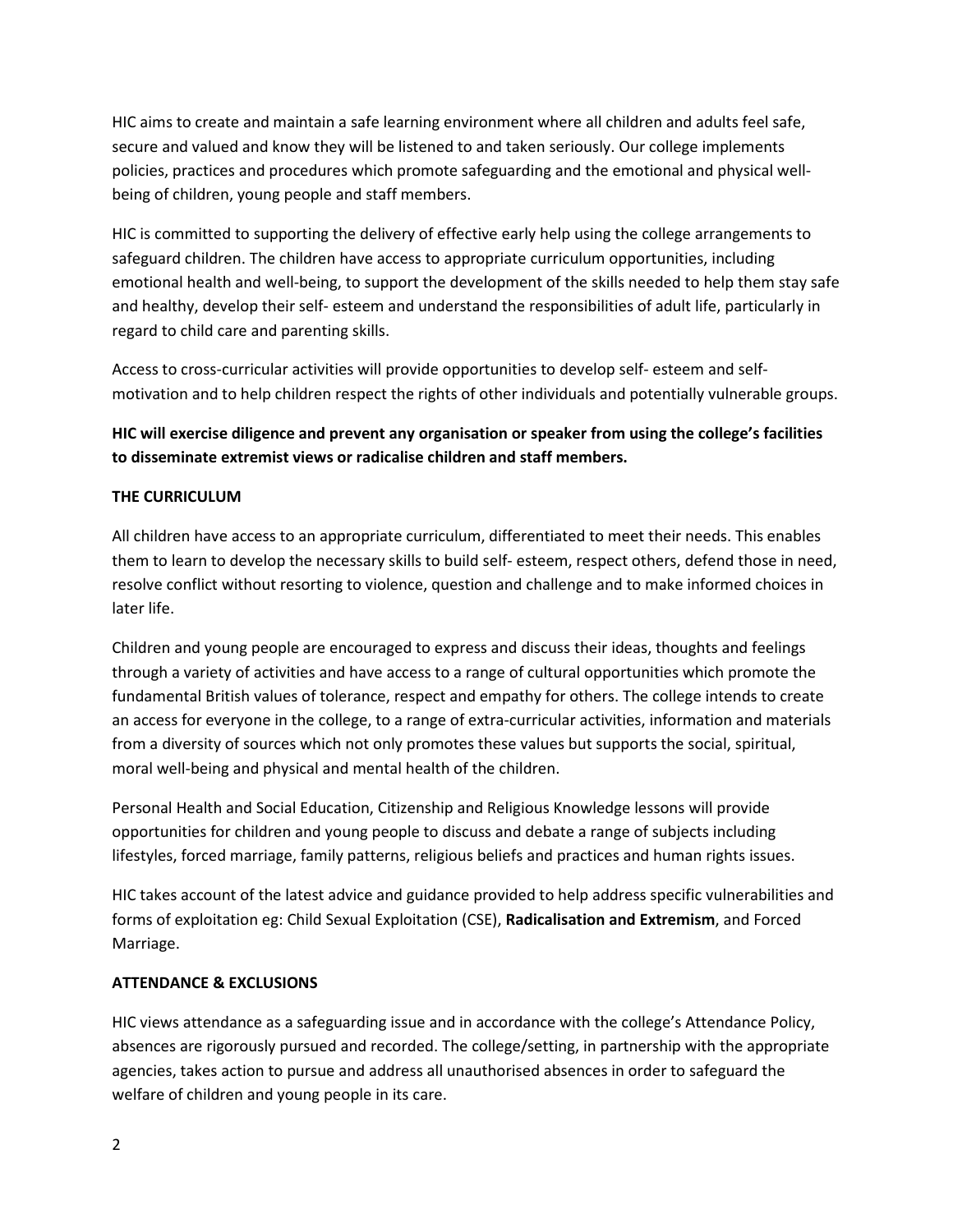HIC aims to create and maintain a safe learning environment where all children and adults feel safe, secure and valued and know they will be listened to and taken seriously. Our college implements policies, practices and procedures which promote safeguarding and the emotional and physical well-being of children, young people and staff members.

HIC is committed to supporting the delivery of effective early help using the college arrangements to safeguard children. The children have access to appropriate curriculum opportunities, including emotional health and well-being, to support the development of the skills needed to help them stay safe and healthy, develop their self- esteem and understand the responsibilities of adult life, particularly in regard to child care and parenting skills.

Access to cross-curricular activities will provide opportunities to develop self- esteem and self-motivation and to help children respect the rights of other individuals and potentially vulnerable groups.

**HIC will exercise diligence and prevent any organisation or speaker from using the college's facilities to disseminate extremist views or radicalise children and staff members.**

**THE CURRICULUM**

All children have access to an appropriate curriculum, differentiated to meet their needs. This enables them to learn to develop the necessary skills to build self- esteem, respect others, defend those in need, resolve conflict without resorting to violence, question and challenge and to make informed choices in later life.

Children and young people are encouraged to express and discuss their ideas, thoughts and feelings through a variety of activities and have access to a range of cultural opportunities which promote the fundamental British values of tolerance, respect and empathy for others. The college intends to create an access for everyone in the college, to a range of extra-curricular activities, information and materials from a diversity of sources which not only promotes these values but supports the social, spiritual, moral well-being and physical and mental health of the children.

Personal Health and Social Education, Citizenship and Religious Knowledge lessons will provide opportunities for children and young people to discuss and debate a range of subjects including lifestyles, forced marriage, family patterns, religious beliefs and practices and human rights issues.

HIC takes account of the latest advice and guidance provided to help address specific vulnerabilities and forms of exploitation eg: Child Sexual Exploitation (CSE), **Radicalisation and Extremism**, and Forced Marriage.

**ATTENDANCE & EXCLUSIONS**

HIC views attendance as a safeguarding issue and in accordance with the college's Attendance Policy, absences are rigorously pursued and recorded. The college/setting, in partnership with the appropriate agencies, takes action to pursue and address all unauthorised absences in order to safeguard the welfare of children and young people in its care.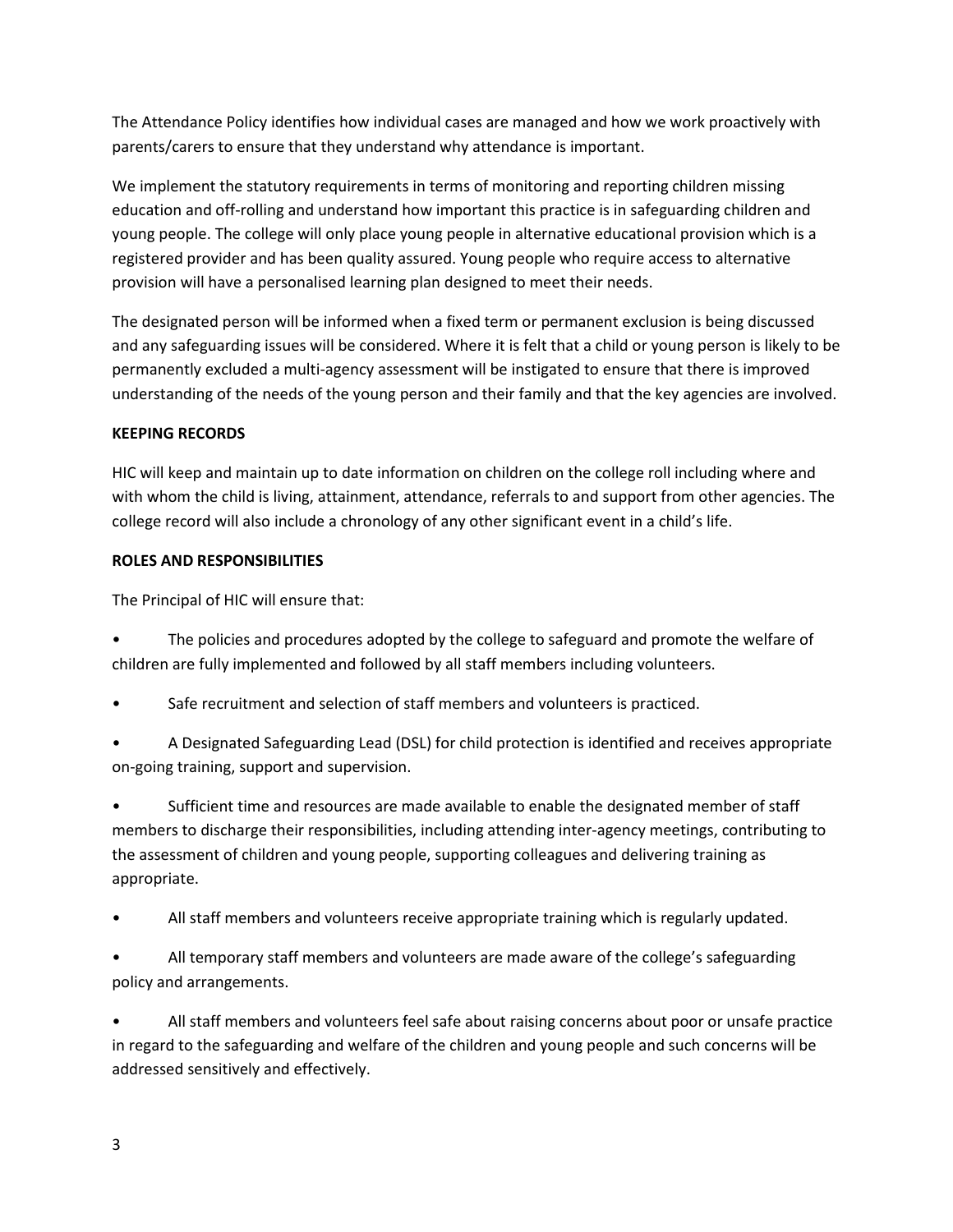The Attendance Policy identifies how individual cases are managed and how we work proactively with parents/carers to ensure that they understand why attendance is important.

We implement the statutory requirements in terms of monitoring and reporting children missing education and off-rolling and understand how important this practice is in safeguarding children and young people. The college will only place young people in alternative educational provision which is a registered provider and has been quality assured. Young people who require access to alternative provision will have a personalised learning plan designed to meet their needs.

The designated person will be informed when a fixed term or permanent exclusion is being discussed and any safeguarding issues will be considered. Where it is felt that a child or young person is likely to be permanently excluded a multi-agency assessment will be instigated to ensure that there is improved understanding of the needs of the young person and their family and that the key agencies are involved.

**KEEPING RECORDS**

HIC will keep and maintain up to date information on children on the college roll including where and with whom the child is living, attainment, attendance, referrals to and support from other agencies. The college record will also include a chronology of any other significant event in a child's life.

**ROLES AND RESPONSIBILITIES**

The Principal of HIC will ensure that:

- The policies and procedures adopted by the college to safeguard and promote the welfare of children are fully implemented and followed by all staff members including volunteers.
- Safe recruitment and selection of staff members and volunteers is practiced.
- A Designated Safeguarding Lead (DSL) for child protection is identified and receives appropriate on-going training, support and supervision.
- Sufficient time and resources are made available to enable the designated member of staff members to discharge their responsibilities, including attending inter-agency meetings, contributing to the assessment of children and young people, supporting colleagues and delivering training as appropriate.
- All staff members and volunteers receive appropriate training which is regularly updated.
- All temporary staff members and volunteers are made aware of the college's safeguarding policy and arrangements.
- All staff members and volunteers feel safe about raising concerns about poor or unsafe practice in regard to the safeguarding and welfare of the children and young people and such concerns will be addressed sensitively and effectively.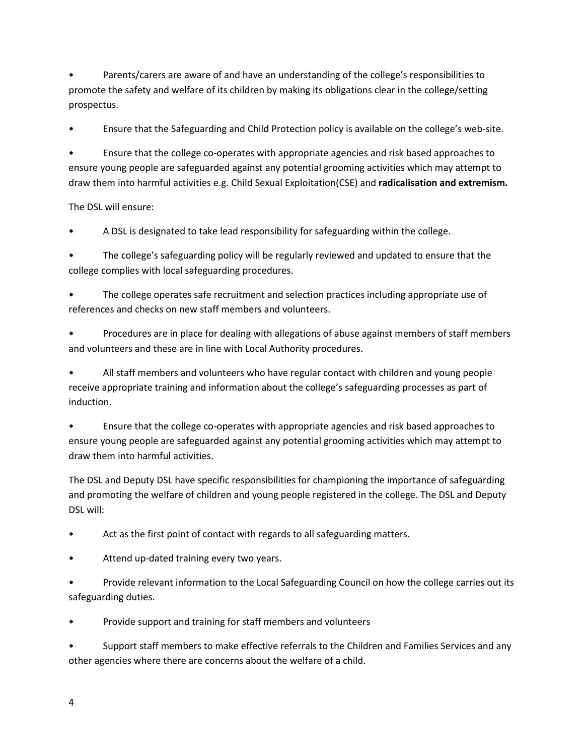- Parents/carers are aware of and have an understanding of the college's responsibilities to promote the safety and welfare of its children by making its obligations clear in the college/setting prospectus.
- Ensure that the Safeguarding and Child Protection policy is available on the college's web-site.
- Ensure that the college co-operates with appropriate agencies and risk based approaches to ensure young people are safeguarded against any potential grooming activities which may attempt to draw them into harmful activities e.g. Child Sexual Exploitation(CSE) and **radicalisation and extremism.**

The DSL will ensure:

- A DSL is designated to take lead responsibility for safeguarding within the college.
- The college's safeguarding policy will be regularly reviewed and updated to ensure that the college complies with local safeguarding procedures.
- The college operates safe recruitment and selection practices including appropriate use of references and checks on new staff members and volunteers.
- Procedures are in place for dealing with allegations of abuse against members of staff members and volunteers and these are in line with Local Authority procedures.
- All staff members and volunteers who have regular contact with children and young people receive appropriate training and information about the college's safeguarding processes as part of induction.
- Ensure that the college co-operates with appropriate agencies and risk based approaches to ensure young people are safeguarded against any potential grooming activities which may attempt to draw them into harmful activities.

The DSL and Deputy DSL have specific responsibilities for championing the importance of safeguarding and promoting the welfare of children and young people registered in the college. The DSL and Deputy DSL will:

- Act as the first point of contact with regards to all safeguarding matters.
- Attend up-dated training every two years.
- Provide relevant information to the Local Safeguarding Council on how the college carries out its safeguarding duties.
- Provide support and training for staff members and volunteers
- Support staff members to make effective referrals to the Children and Families Services and any other agencies where there are concerns about the welfare of a child.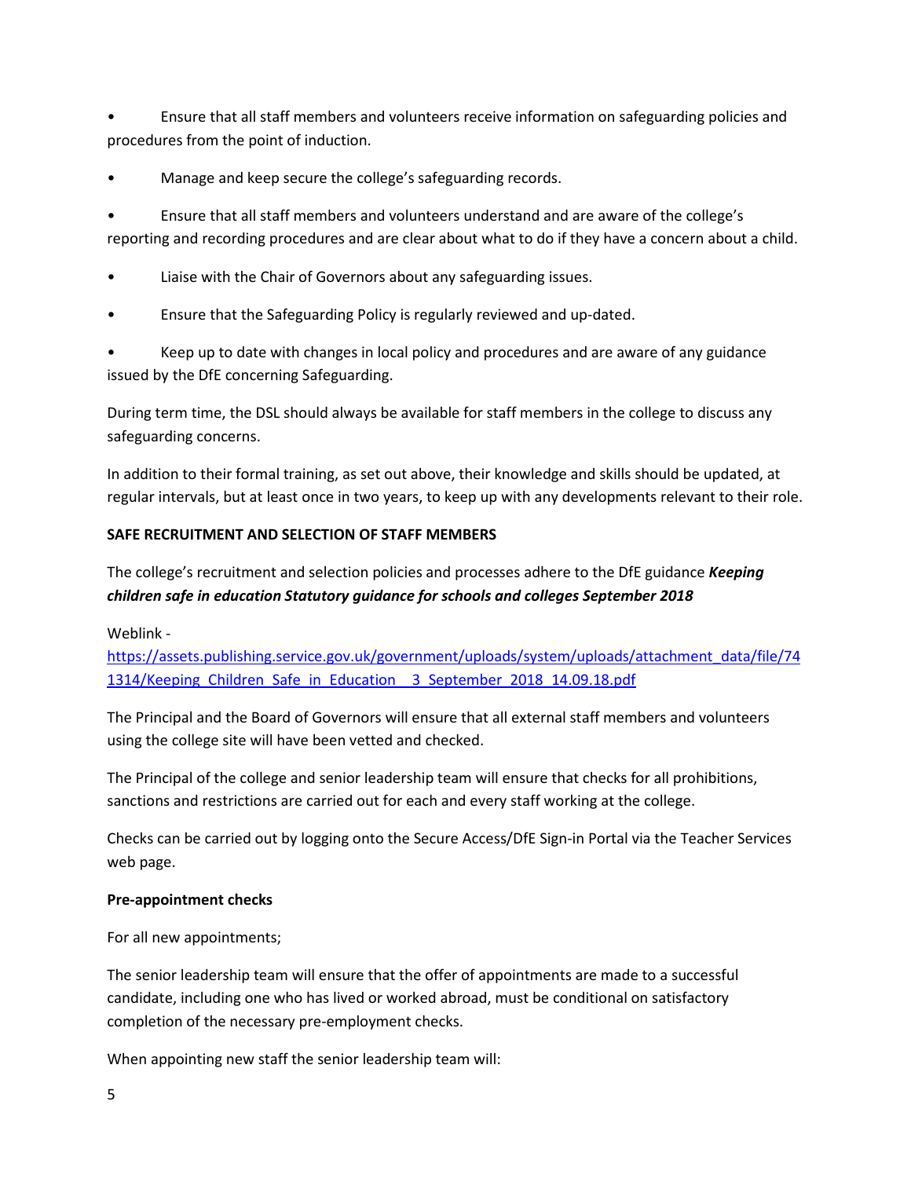- Ensure that all staff members and volunteers receive information on safeguarding policies and procedures from the point of induction.
- Manage and keep secure the college's safeguarding records.
- Ensure that all staff members and volunteers understand and are aware of the college's reporting and recording procedures and are clear about what to do if they have a concern about a child.
- Liaise with the Chair of Governors about any safeguarding issues.
- Ensure that the Safeguarding Policy is regularly reviewed and up-dated.
- Keep up to date with changes in local policy and procedures and are aware of any guidance issued by the DfE concerning Safeguarding.

During term time, the DSL should always be available for staff members in the college to discuss any safeguarding concerns.

In addition to their formal training, as set out above, their knowledge and skills should be updated, at regular intervals, but at least once in two years, to keep up with any developments relevant to their role.

**SAFE RECRUITMENT AND SELECTION OF STAFF MEMBERS**

The college's recruitment and selection policies and processes adhere to the DfE guidance ***Keeping children safe in education Statutory guidance for schools and colleges September 2018***

Weblink - [https://assets.publishing.service.gov.uk/government/uploads/system/uploads/attachment_data/file/741314/Keeping_Children_Safe_in_Education__3_September_2018_14.09.18.pdf](https://assets.publishing.service.gov.uk/government/uploads/system/uploads/attachment_data/file/741314/Keeping_Children_Safe_in_Education__3_September_2018_14.09.18.pdf)

The Principal and the Board of Governors will ensure that all external staff members and volunteers using the college site will have been vetted and checked.

The Principal of the college and senior leadership team will ensure that checks for all prohibitions, sanctions and restrictions are carried out for each and every staff working at the college.

Checks can be carried out by logging onto the Secure Access/DfE Sign-in Portal via the Teacher Services web page.

**Pre-appointment checks**

For all new appointments;

The senior leadership team will ensure that the offer of appointments are made to a successful candidate, including one who has lived or worked abroad, must be conditional on satisfactory completion of the necessary pre-employment checks.

When appointing new staff the senior leadership team will: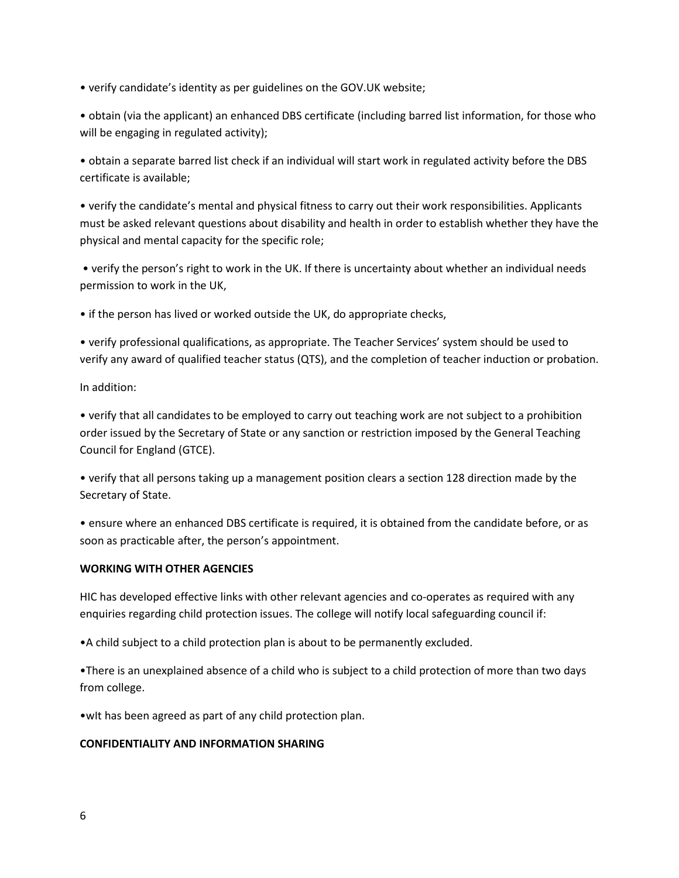- verify candidate's identity as per guidelines on the GOV.UK website;
- obtain (via the applicant) an enhanced DBS certificate (including barred list information, for those who will be engaging in regulated activity);
- obtain a separate barred list check if an individual will start work in regulated activity before the DBS certificate is available;
- verify the candidate's mental and physical fitness to carry out their work responsibilities. Applicants must be asked relevant questions about disability and health in order to establish whether they have the physical and mental capacity for the specific role;
- verify the person's right to work in the UK. If there is uncertainty about whether an individual needs permission to work in the UK,
- if the person has lived or worked outside the UK, do appropriate checks,
- verify professional qualifications, as appropriate. The Teacher Services' system should be used to verify any award of qualified teacher status (QTS), and the completion of teacher induction or probation.

In addition:

- verify that all candidates to be employed to carry out teaching work are not subject to a prohibition order issued by the Secretary of State or any sanction or restriction imposed by the General Teaching Council for England (GTCE).
- verify that all persons taking up a management position clears a section 128 direction made by the Secretary of State.
- ensure where an enhanced DBS certificate is required, it is obtained from the candidate before, or as soon as practicable after, the person's appointment.

**WORKING WITH OTHER AGENCIES**

HIC has developed effective links with other relevant agencies and co-operates as required with any enquiries regarding child protection issues. The college will notify local safeguarding council if:

- A child subject to a child protection plan is about to be permanently excluded.
- There is an unexplained absence of a child who is subject to a child protection of more than two days from college.
- wIt has been agreed as part of any child protection plan.

**CONFIDENTIALITY AND INFORMATION SHARING**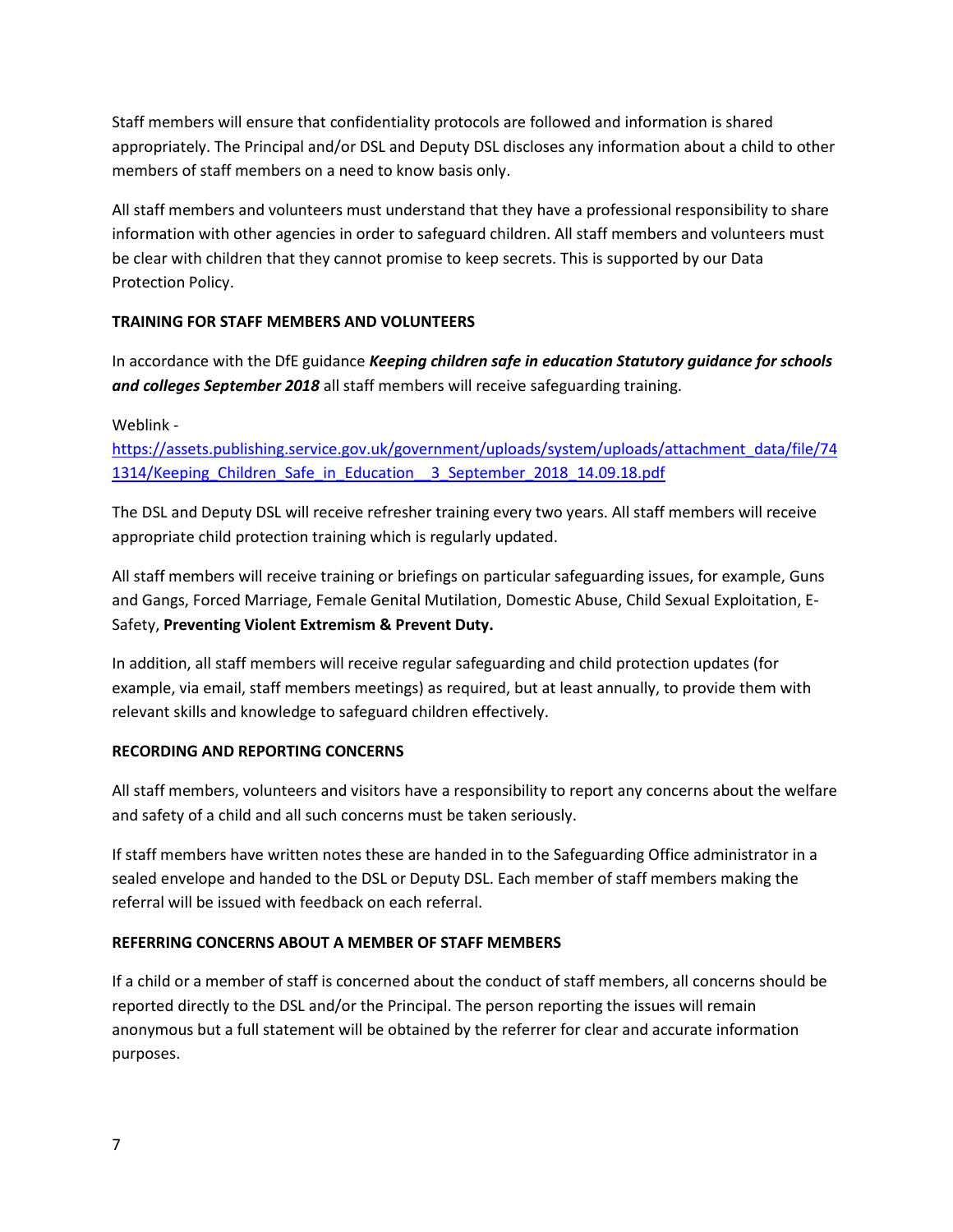Staff members will ensure that confidentiality protocols are followed and information is shared appropriately. The Principal and/or DSL and Deputy DSL discloses any information about a child to other members of staff members on a need to know basis only.

All staff members and volunteers must understand that they have a professional responsibility to share information with other agencies in order to safeguard children. All staff members and volunteers must be clear with children that they cannot promise to keep secrets. This is supported by our Data Protection Policy.

**TRAINING FOR STAFF MEMBERS AND VOLUNTEERS**

In accordance with the DfE guidance ***Keeping children safe in education Statutory guidance for schools and colleges September 2018*** all staff members will receive safeguarding training.

Weblink - [https://assets.publishing.service.gov.uk/government/uploads/system/uploads/attachment_data/file/741314/Keeping_Children_Safe_in_Education__3_September_2018_14.09.18.pdf](https://assets.publishing.service.gov.uk/government/uploads/system/uploads/attachment_data/file/741314/Keeping_Children_Safe_in_Education__3_September_2018_14.09.18.pdf)

The DSL and Deputy DSL will receive refresher training every two years. All staff members will receive appropriate child protection training which is regularly updated.

All staff members will receive training or briefings on particular safeguarding issues, for example, Guns and Gangs, Forced Marriage, Female Genital Mutilation, Domestic Abuse, Child Sexual Exploitation, E-Safety, **Preventing Violent Extremism & Prevent Duty.**

In addition, all staff members will receive regular safeguarding and child protection updates (for example, via email, staff members meetings) as required, but at least annually, to provide them with relevant skills and knowledge to safeguard children effectively.

**RECORDING AND REPORTING CONCERNS**

All staff members, volunteers and visitors have a responsibility to report any concerns about the welfare and safety of a child and all such concerns must be taken seriously.

If staff members have written notes these are handed in to the Safeguarding Office administrator in a sealed envelope and handed to the DSL or Deputy DSL. Each member of staff members making the referral will be issued with feedback on each referral.

**REFERRING CONCERNS ABOUT A MEMBER OF STAFF MEMBERS**

If a child or a member of staff is concerned about the conduct of staff members, all concerns should be reported directly to the DSL and/or the Principal. The person reporting the issues will remain anonymous but a full statement will be obtained by the referrer for clear and accurate information purposes.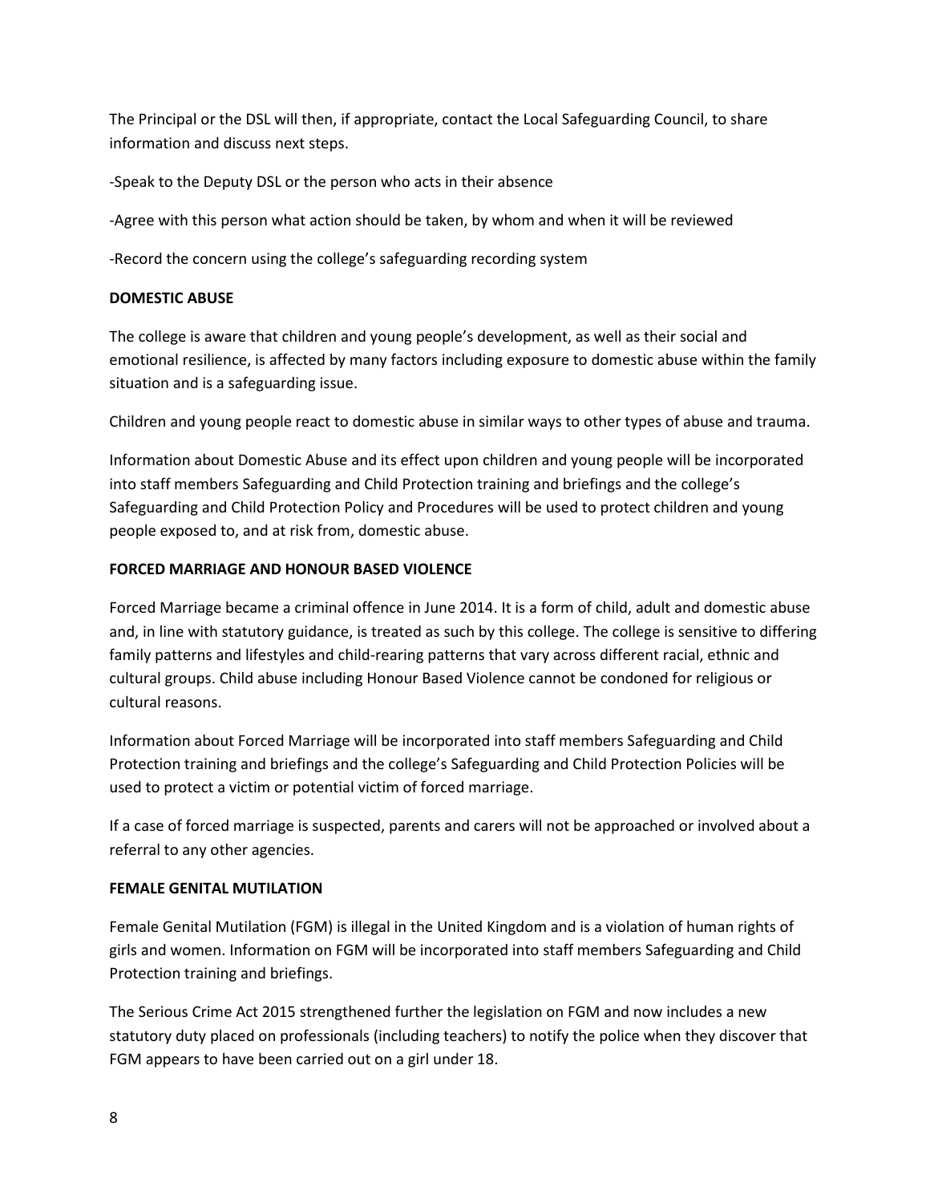The Principal or the DSL will then, if appropriate, contact the Local Safeguarding Council, to share information and discuss next steps.

-Speak to the Deputy DSL or the person who acts in their absence

-Agree with this person what action should be taken, by whom and when it will be reviewed

-Record the concern using the college's safeguarding recording system

**DOMESTIC ABUSE**

The college is aware that children and young people's development, as well as their social and emotional resilience, is affected by many factors including exposure to domestic abuse within the family situation and is a safeguarding issue.

Children and young people react to domestic abuse in similar ways to other types of abuse and trauma.

Information about Domestic Abuse and its effect upon children and young people will be incorporated into staff members Safeguarding and Child Protection training and briefings and the college's Safeguarding and Child Protection Policy and Procedures will be used to protect children and young people exposed to, and at risk from, domestic abuse.

**FORCED MARRIAGE AND HONOUR BASED VIOLENCE**

Forced Marriage became a criminal offence in June 2014. It is a form of child, adult and domestic abuse and, in line with statutory guidance, is treated as such by this college. The college is sensitive to differing family patterns and lifestyles and child-rearing patterns that vary across different racial, ethnic and cultural groups. Child abuse including Honour Based Violence cannot be condoned for religious or cultural reasons.

Information about Forced Marriage will be incorporated into staff members Safeguarding and Child Protection training and briefings and the college's Safeguarding and Child Protection Policies will be used to protect a victim or potential victim of forced marriage.

If a case of forced marriage is suspected, parents and carers will not be approached or involved about a referral to any other agencies.

**FEMALE GENITAL MUTILATION**

Female Genital Mutilation (FGM) is illegal in the United Kingdom and is a violation of human rights of girls and women. Information on FGM will be incorporated into staff members Safeguarding and Child Protection training and briefings.

The Serious Crime Act 2015 strengthened further the legislation on FGM and now includes a new statutory duty placed on professionals (including teachers) to notify the police when they discover that FGM appears to have been carried out on a girl under 18.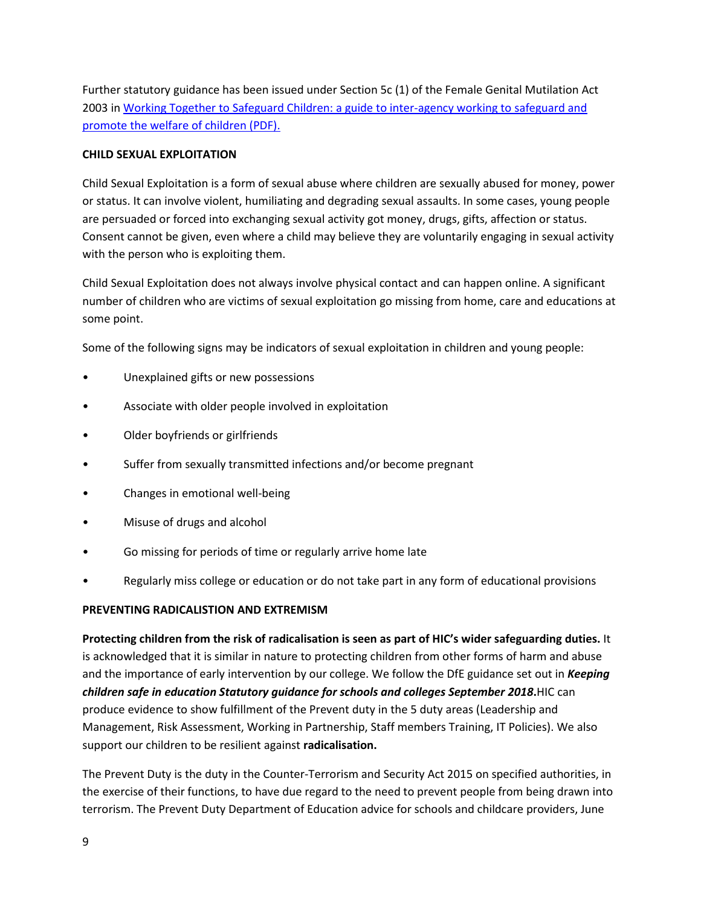Further statutory guidance has been issued under Section 5c (1) of the Female Genital Mutilation Act 2003 in [Working Together to Safeguard Children: a guide to inter-agency working to safeguard and promote the welfare of children (PDF).]()

**CHILD SEXUAL EXPLOITATION**

Child Sexual Exploitation is a form of sexual abuse where children are sexually abused for money, power or status. It can involve violent, humiliating and degrading sexual assaults. In some cases, young people are persuaded or forced into exchanging sexual activity got money, drugs, gifts, affection or status. Consent cannot be given, even where a child may believe they are voluntarily engaging in sexual activity with the person who is exploiting them.

Child Sexual Exploitation does not always involve physical contact and can happen online. A significant number of children who are victims of sexual exploitation go missing from home, care and educations at some point.

Some of the following signs may be indicators of sexual exploitation in children and young people:

- Unexplained gifts or new possessions
- Associate with older people involved in exploitation
- Older boyfriends or girlfriends
- Suffer from sexually transmitted infections and/or become pregnant
- Changes in emotional well-being
- Misuse of drugs and alcohol
- Go missing for periods of time or regularly arrive home late
- Regularly miss college or education or do not take part in any form of educational provisions

**PREVENTING RADICALISTION AND EXTREMISM**

**Protecting children from the risk of radicalisation is seen as part of HIC's wider safeguarding duties.** It is acknowledged that it is similar in nature to protecting children from other forms of harm and abuse and the importance of early intervention by our college. We follow the DfE guidance set out in ***Keeping children safe in education Statutory guidance for schools and colleges September 2018*.**HIC can produce evidence to show fulfillment of the Prevent duty in the 5 duty areas (Leadership and Management, Risk Assessment, Working in Partnership, Staff members Training, IT Policies). We also support our children to be resilient against **radicalisation.**

The Prevent Duty is the duty in the Counter-Terrorism and Security Act 2015 on specified authorities, in the exercise of their functions, to have due regard to the need to prevent people from being drawn into terrorism. The Prevent Duty Department of Education advice for schools and childcare providers, June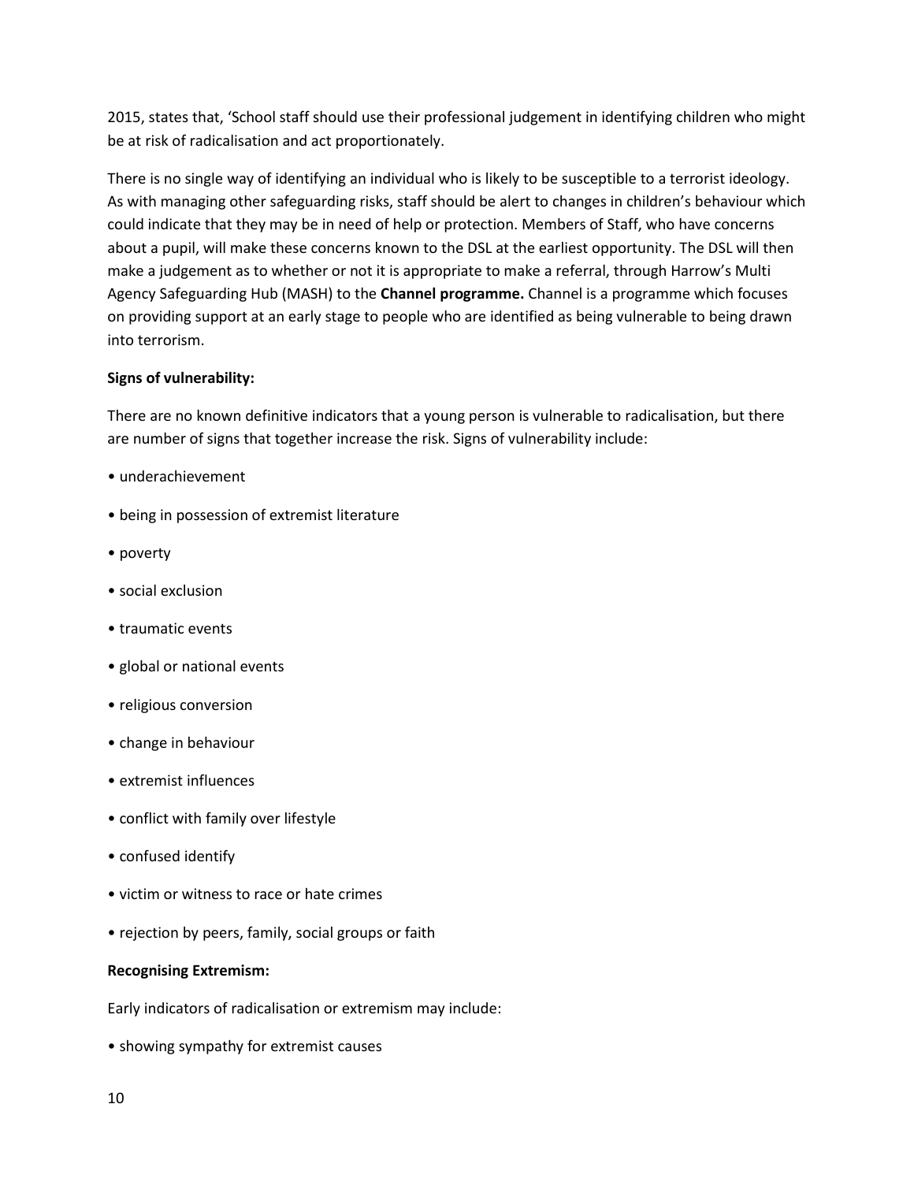2015, states that, 'School staff should use their professional judgement in identifying children who might be at risk of radicalisation and act proportionately.

There is no single way of identifying an individual who is likely to be susceptible to a terrorist ideology. As with managing other safeguarding risks, staff should be alert to changes in children's behaviour which could indicate that they may be in need of help or protection. Members of Staff, who have concerns about a pupil, will make these concerns known to the DSL at the earliest opportunity. The DSL will then make a judgement as to whether or not it is appropriate to make a referral, through Harrow's Multi Agency Safeguarding Hub (MASH) to the **Channel programme.** Channel is a programme which focuses on providing support at an early stage to people who are identified as being vulnerable to being drawn into terrorism.

**Signs of vulnerability:**

There are no known definitive indicators that a young person is vulnerable to radicalisation, but there are number of signs that together increase the risk. Signs of vulnerability include:

- underachievement
- being in possession of extremist literature
- poverty
- social exclusion
- traumatic events
- global or national events
- religious conversion
- change in behaviour
- extremist influences
- conflict with family over lifestyle
- confused identify
- victim or witness to race or hate crimes
- rejection by peers, family, social groups or faith

**Recognising Extremism:**

Early indicators of radicalisation or extremism may include:

- showing sympathy for extremist causes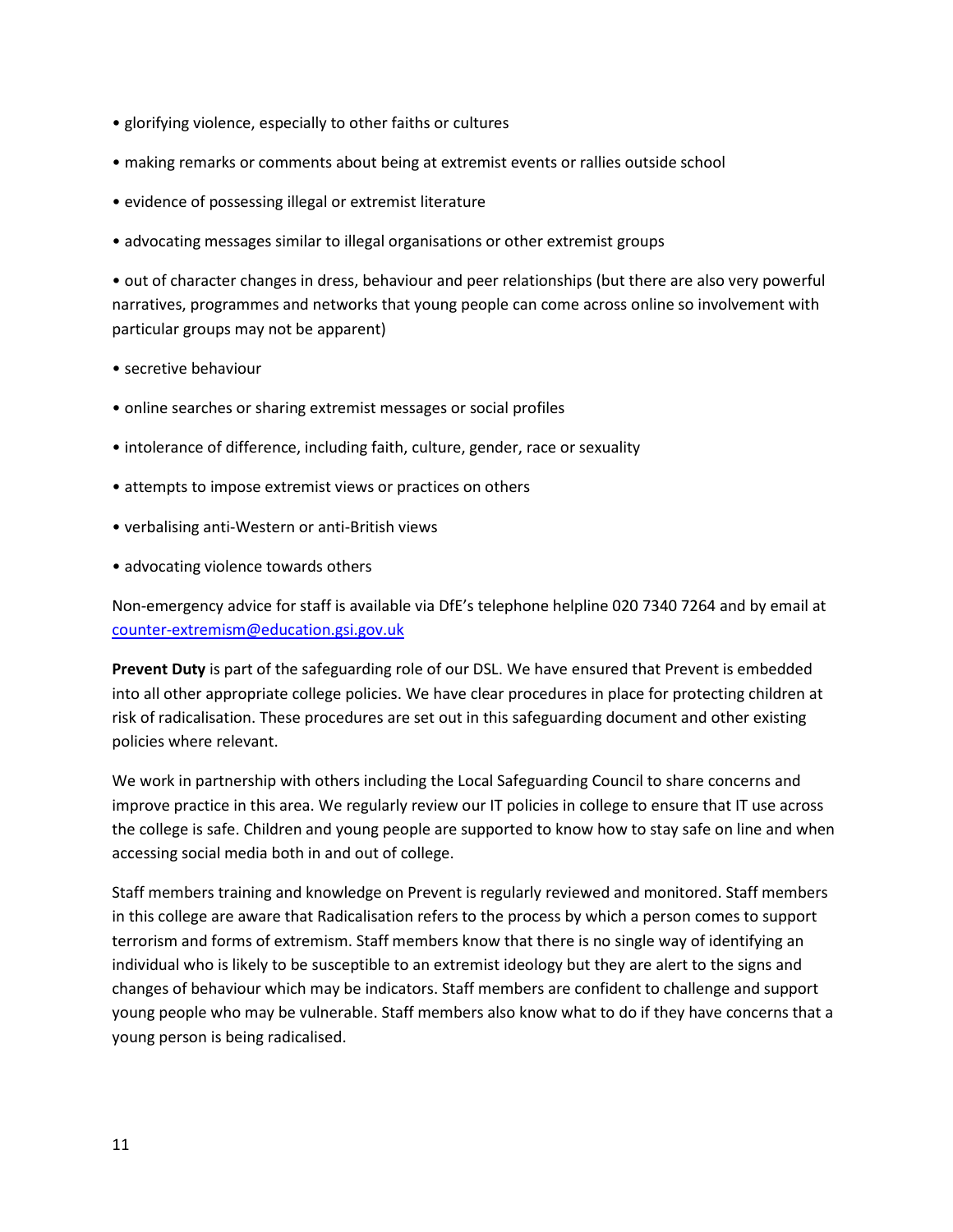- glorifying violence, especially to other faiths or cultures
- making remarks or comments about being at extremist events or rallies outside school
- evidence of possessing illegal or extremist literature
- advocating messages similar to illegal organisations or other extremist groups
- out of character changes in dress, behaviour and peer relationships (but there are also very powerful narratives, programmes and networks that young people can come across online so involvement with particular groups may not be apparent)
- secretive behaviour
- online searches or sharing extremist messages or social profiles
- intolerance of difference, including faith, culture, gender, race or sexuality
- attempts to impose extremist views or practices on others
- verbalising anti-Western or anti-British views
- advocating violence towards others

Non-emergency advice for staff is available via DfE's telephone helpline 020 7340 7264 and by email at [counter-extremism@education.gsi.gov.uk](mailto:counter-extremism@education.gsi.gov.uk)

**Prevent Duty** is part of the safeguarding role of our DSL. We have ensured that Prevent is embedded into all other appropriate college policies. We have clear procedures in place for protecting children at risk of radicalisation. These procedures are set out in this safeguarding document and other existing policies where relevant.

We work in partnership with others including the Local Safeguarding Council to share concerns and improve practice in this area. We regularly review our IT policies in college to ensure that IT use across the college is safe. Children and young people are supported to know how to stay safe on line and when accessing social media both in and out of college.

Staff members training and knowledge on Prevent is regularly reviewed and monitored. Staff members in this college are aware that Radicalisation refers to the process by which a person comes to support terrorism and forms of extremism. Staff members know that there is no single way of identifying an individual who is likely to be susceptible to an extremist ideology but they are alert to the signs and changes of behaviour which may be indicators. Staff members are confident to challenge and support young people who may be vulnerable. Staff members also know what to do if they have concerns that a young person is being radicalised.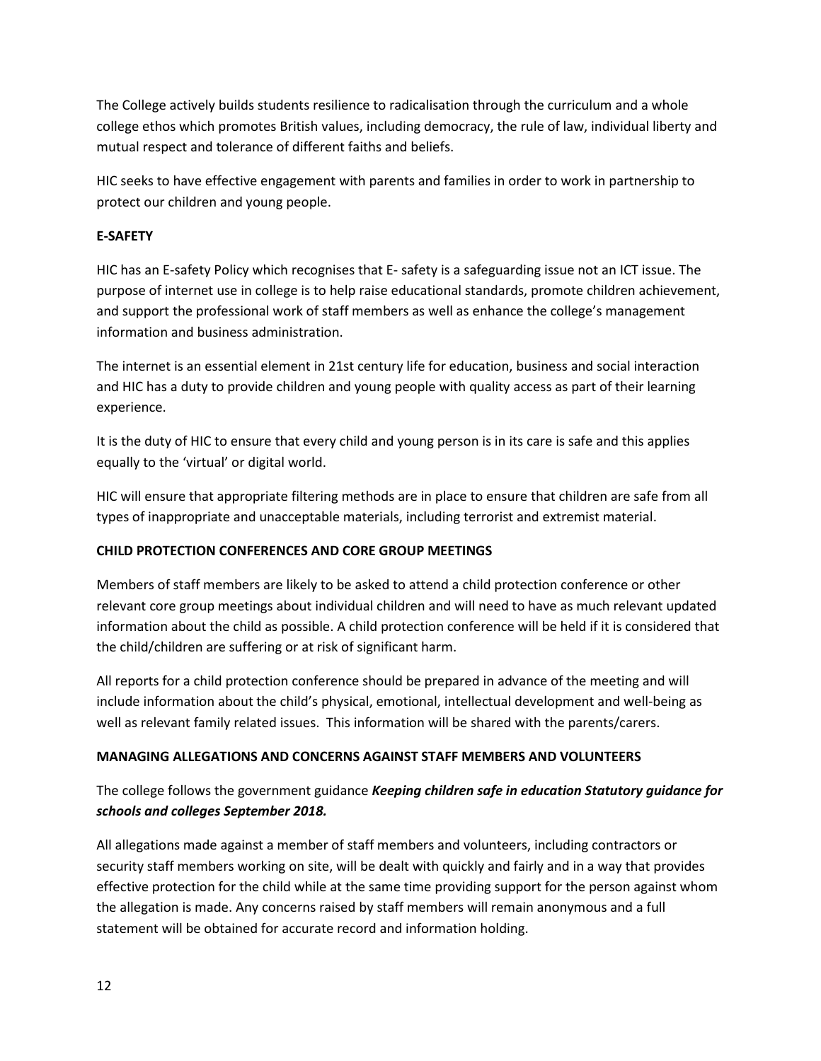The College actively builds students resilience to radicalisation through the curriculum and a whole college ethos which promotes British values, including democracy, the rule of law, individual liberty and mutual respect and tolerance of different faiths and beliefs.

HIC seeks to have effective engagement with parents and families in order to work in partnership to protect our children and young people.

**E-SAFETY**

HIC has an E-safety Policy which recognises that E- safety is a safeguarding issue not an ICT issue. The purpose of internet use in college is to help raise educational standards, promote children achievement, and support the professional work of staff members as well as enhance the college's management information and business administration.

The internet is an essential element in 21st century life for education, business and social interaction and HIC has a duty to provide children and young people with quality access as part of their learning experience.

It is the duty of HIC to ensure that every child and young person is in its care is safe and this applies equally to the 'virtual' or digital world.

HIC will ensure that appropriate filtering methods are in place to ensure that children are safe from all types of inappropriate and unacceptable materials, including terrorist and extremist material.

**CHILD PROTECTION CONFERENCES AND CORE GROUP MEETINGS**

Members of staff members are likely to be asked to attend a child protection conference or other relevant core group meetings about individual children and will need to have as much relevant updated information about the child as possible. A child protection conference will be held if it is considered that the child/children are suffering or at risk of significant harm.

All reports for a child protection conference should be prepared in advance of the meeting and will include information about the child's physical, emotional, intellectual development and well-being as well as relevant family related issues. This information will be shared with the parents/carers.

**MANAGING ALLEGATIONS AND CONCERNS AGAINST STAFF MEMBERS AND VOLUNTEERS**

The college follows the government guidance ***Keeping children safe in education Statutory guidance for schools and colleges September 2018.***

All allegations made against a member of staff members and volunteers, including contractors or security staff members working on site, will be dealt with quickly and fairly and in a way that provides effective protection for the child while at the same time providing support for the person against whom the allegation is made. Any concerns raised by staff members will remain anonymous and a full statement will be obtained for accurate record and information holding.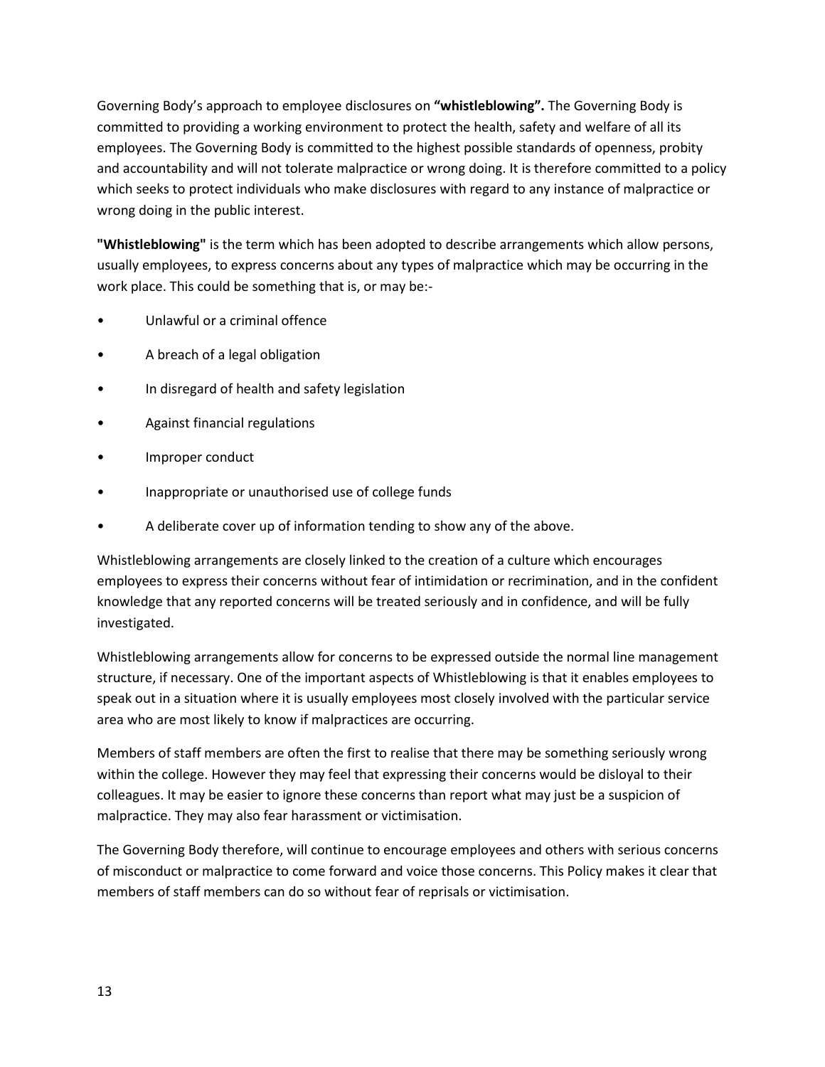Governing Body's approach to employee disclosures on **"whistleblowing".** The Governing Body is committed to providing a working environment to protect the health, safety and welfare of all its employees. The Governing Body is committed to the highest possible standards of openness, probity and accountability and will not tolerate malpractice or wrong doing. It is therefore committed to a policy which seeks to protect individuals who make disclosures with regard to any instance of malpractice or wrong doing in the public interest.

**"Whistleblowing"** is the term which has been adopted to describe arrangements which allow persons, usually employees, to express concerns about any types of malpractice which may be occurring in the work place. This could be something that is, or may be:-

- Unlawful or a criminal offence
- A breach of a legal obligation
- In disregard of health and safety legislation
- Against financial regulations
- Improper conduct
- Inappropriate or unauthorised use of college funds
- A deliberate cover up of information tending to show any of the above.

Whistleblowing arrangements are closely linked to the creation of a culture which encourages employees to express their concerns without fear of intimidation or recrimination, and in the confident knowledge that any reported concerns will be treated seriously and in confidence, and will be fully investigated.

Whistleblowing arrangements allow for concerns to be expressed outside the normal line management structure, if necessary. One of the important aspects of Whistleblowing is that it enables employees to speak out in a situation where it is usually employees most closely involved with the particular service area who are most likely to know if malpractices are occurring.

Members of staff members are often the first to realise that there may be something seriously wrong within the college. However they may feel that expressing their concerns would be disloyal to their colleagues. It may be easier to ignore these concerns than report what may just be a suspicion of malpractice. They may also fear harassment or victimisation.

The Governing Body therefore, will continue to encourage employees and others with serious concerns of misconduct or malpractice to come forward and voice those concerns. This Policy makes it clear that members of staff members can do so without fear of reprisals or victimisation.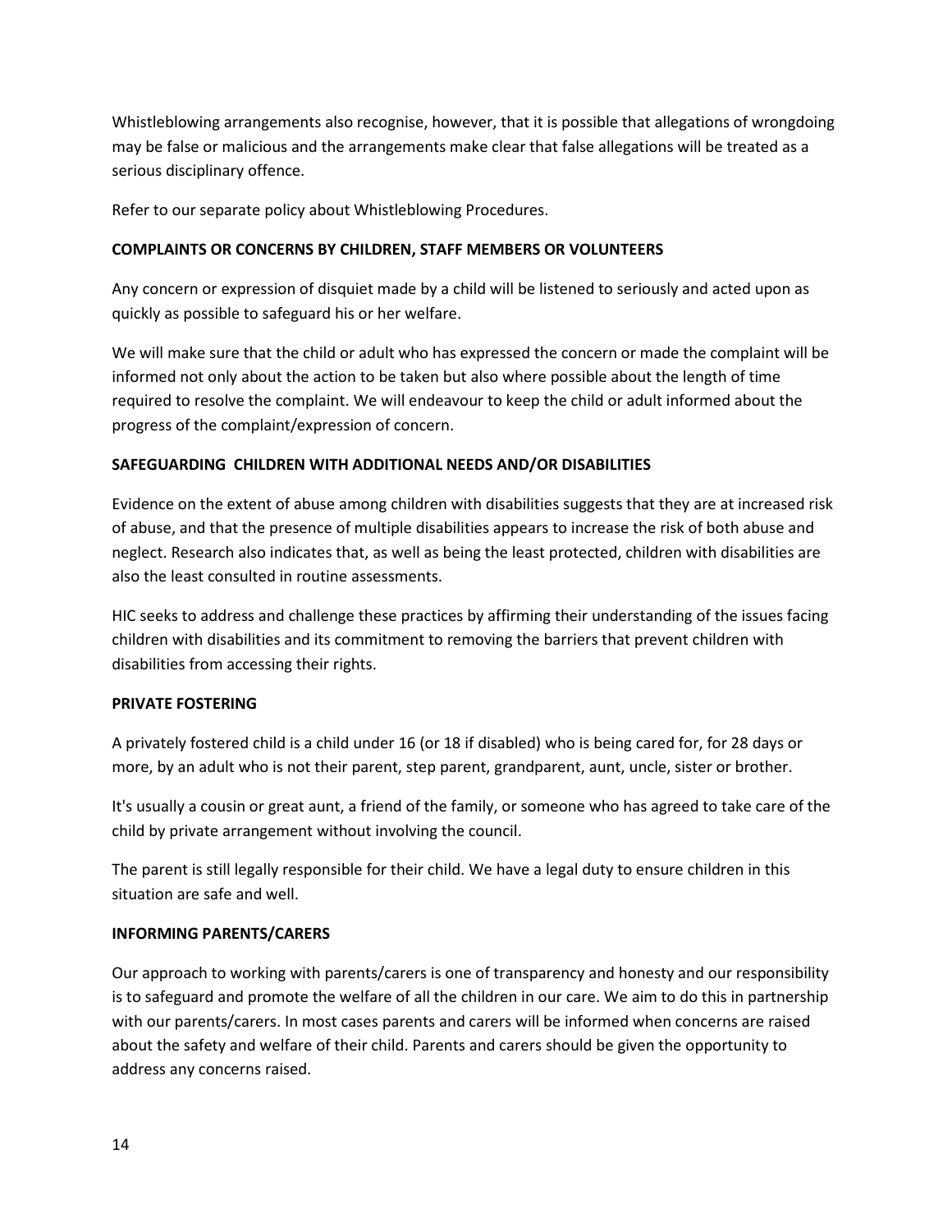Whistleblowing arrangements also recognise, however, that it is possible that allegations of wrongdoing may be false or malicious and the arrangements make clear that false allegations will be treated as a serious disciplinary offence.

Refer to our separate policy about Whistleblowing Procedures.

**COMPLAINTS OR CONCERNS BY CHILDREN, STAFF MEMBERS OR VOLUNTEERS**

Any concern or expression of disquiet made by a child will be listened to seriously and acted upon as quickly as possible to safeguard his or her welfare.

We will make sure that the child or adult who has expressed the concern or made the complaint will be informed not only about the action to be taken but also where possible about the length of time required to resolve the complaint. We will endeavour to keep the child or adult informed about the progress of the complaint/expression of concern.

**SAFEGUARDING CHILDREN WITH ADDITIONAL NEEDS AND/OR DISABILITIES**

Evidence on the extent of abuse among children with disabilities suggests that they are at increased risk of abuse, and that the presence of multiple disabilities appears to increase the risk of both abuse and neglect. Research also indicates that, as well as being the least protected, children with disabilities are also the least consulted in routine assessments.

HIC seeks to address and challenge these practices by affirming their understanding of the issues facing children with disabilities and its commitment to removing the barriers that prevent children with disabilities from accessing their rights.

**PRIVATE FOSTERING**

A privately fostered child is a child under 16 (or 18 if disabled) who is being cared for, for 28 days or more, by an adult who is not their parent, step parent, grandparent, aunt, uncle, sister or brother.

It's usually a cousin or great aunt, a friend of the family, or someone who has agreed to take care of the child by private arrangement without involving the council.

The parent is still legally responsible for their child. We have a legal duty to ensure children in this situation are safe and well.

**INFORMING PARENTS/CARERS**

Our approach to working with parents/carers is one of transparency and honesty and our responsibility is to safeguard and promote the welfare of all the children in our care. We aim to do this in partnership with our parents/carers. In most cases parents and carers will be informed when concerns are raised about the safety and welfare of their child. Parents and carers should be given the opportunity to address any concerns raised.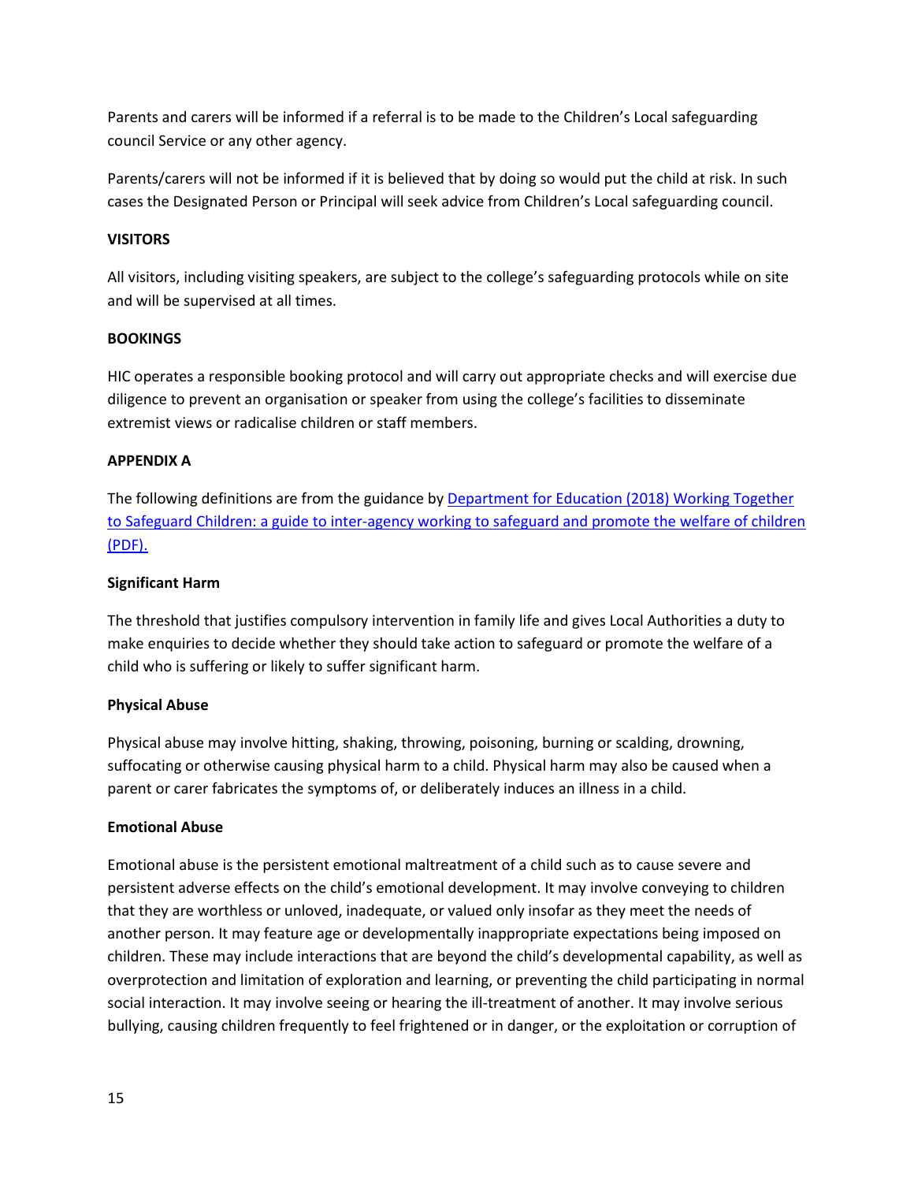Parents and carers will be informed if a referral is to be made to the Children's Local safeguarding council Service or any other agency.

Parents/carers will not be informed if it is believed that by doing so would put the child at risk. In such cases the Designated Person or Principal will seek advice from Children's Local safeguarding council.

**VISITORS**

All visitors, including visiting speakers, are subject to the college's safeguarding protocols while on site and will be supervised at all times.

**BOOKINGS**

HIC operates a responsible booking protocol and will carry out appropriate checks and will exercise due diligence to prevent an organisation or speaker from using the college's facilities to disseminate extremist views or radicalise children or staff members.

**APPENDIX A**

The following definitions are from the guidance by [Department for Education (2018) Working Together to Safeguard Children: a guide to inter-agency working to safeguard and promote the welfare of children (PDF).]

**Significant Harm**

The threshold that justifies compulsory intervention in family life and gives Local Authorities a duty to make enquiries to decide whether they should take action to safeguard or promote the welfare of a child who is suffering or likely to suffer significant harm.

**Physical Abuse**

Physical abuse may involve hitting, shaking, throwing, poisoning, burning or scalding, drowning, suffocating or otherwise causing physical harm to a child. Physical harm may also be caused when a parent or carer fabricates the symptoms of, or deliberately induces an illness in a child.

**Emotional Abuse**

Emotional abuse is the persistent emotional maltreatment of a child such as to cause severe and persistent adverse effects on the child's emotional development. It may involve conveying to children that they are worthless or unloved, inadequate, or valued only insofar as they meet the needs of another person. It may feature age or developmentally inappropriate expectations being imposed on children. These may include interactions that are beyond the child's developmental capability, as well as overprotection and limitation of exploration and learning, or preventing the child participating in normal social interaction. It may involve seeing or hearing the ill-treatment of another. It may involve serious bullying, causing children frequently to feel frightened or in danger, or the exploitation or corruption of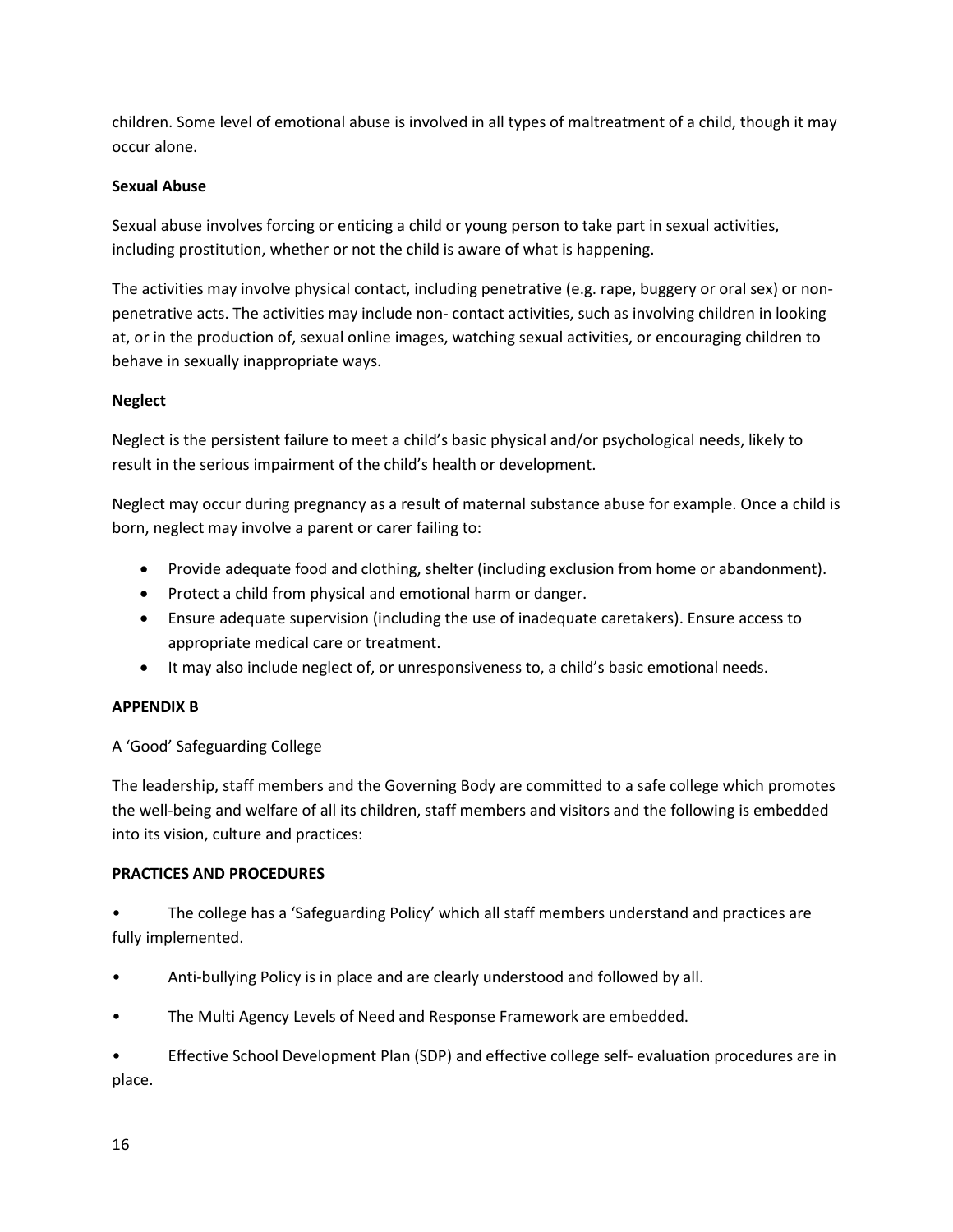children. Some level of emotional abuse is involved in all types of maltreatment of a child, though it may occur alone.

**Sexual Abuse**

Sexual abuse involves forcing or enticing a child or young person to take part in sexual activities, including prostitution, whether or not the child is aware of what is happening.

The activities may involve physical contact, including penetrative (e.g. rape, buggery or oral sex) or non-penetrative acts. The activities may include non- contact activities, such as involving children in looking at, or in the production of, sexual online images, watching sexual activities, or encouraging children to behave in sexually inappropriate ways.

**Neglect**

Neglect is the persistent failure to meet a child's basic physical and/or psychological needs, likely to result in the serious impairment of the child's health or development.

Neglect may occur during pregnancy as a result of maternal substance abuse for example. Once a child is born, neglect may involve a parent or carer failing to:

- Provide adequate food and clothing, shelter (including exclusion from home or abandonment).
- Protect a child from physical and emotional harm or danger.
- Ensure adequate supervision (including the use of inadequate caretakers). Ensure access to appropriate medical care or treatment.
- It may also include neglect of, or unresponsiveness to, a child's basic emotional needs.

**APPENDIX B**

A 'Good' Safeguarding College

The leadership, staff members and the Governing Body are committed to a safe college which promotes the well-being and welfare of all its children, staff members and visitors and the following is embedded into its vision, culture and practices:

**PRACTICES AND PROCEDURES**

- The college has a 'Safeguarding Policy' which all staff members understand and practices are fully implemented.
- Anti-bullying Policy is in place and are clearly understood and followed by all.
- The Multi Agency Levels of Need and Response Framework are embedded.
- Effective School Development Plan (SDP) and effective college self- evaluation procedures are in place.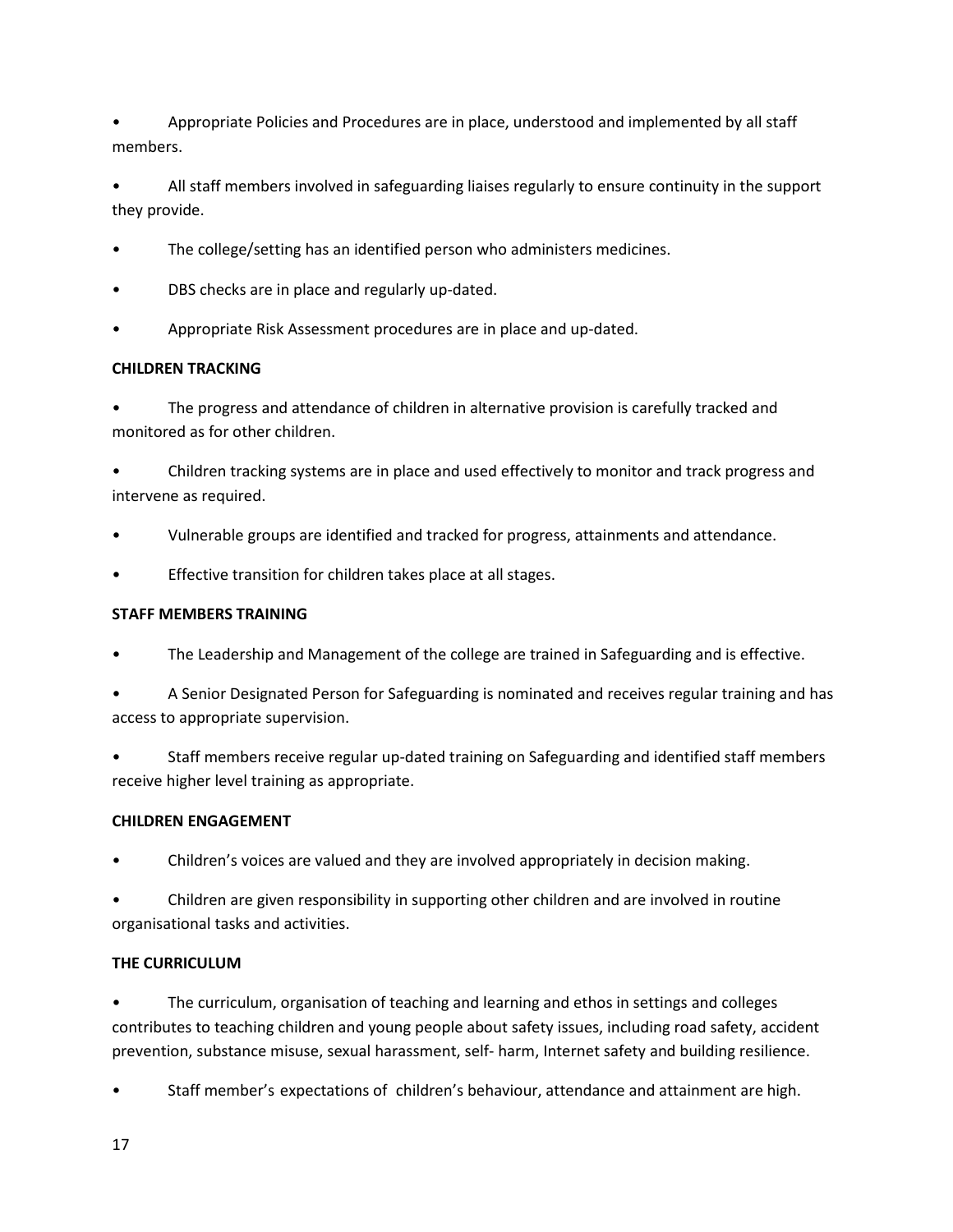- Appropriate Policies and Procedures are in place, understood and implemented by all staff members.
- All staff members involved in safeguarding liaises regularly to ensure continuity in the support they provide.
- The college/setting has an identified person who administers medicines.
- DBS checks are in place and regularly up-dated.
- Appropriate Risk Assessment procedures are in place and up-dated.

**CHILDREN TRACKING**

- The progress and attendance of children in alternative provision is carefully tracked and monitored as for other children.
- Children tracking systems are in place and used effectively to monitor and track progress and intervene as required.
- Vulnerable groups are identified and tracked for progress, attainments and attendance.
- Effective transition for children takes place at all stages.

**STAFF MEMBERS TRAINING**

- The Leadership and Management of the college are trained in Safeguarding and is effective.
- A Senior Designated Person for Safeguarding is nominated and receives regular training and has access to appropriate supervision.
- Staff members receive regular up-dated training on Safeguarding and identified staff members receive higher level training as appropriate.

**CHILDREN ENGAGEMENT**

- Children's voices are valued and they are involved appropriately in decision making.
- Children are given responsibility in supporting other children and are involved in routine organisational tasks and activities.

**THE CURRICULUM**

- The curriculum, organisation of teaching and learning and ethos in settings and colleges contributes to teaching children and young people about safety issues, including road safety, accident prevention, substance misuse, sexual harassment, self- harm, Internet safety and building resilience.
- Staff member's expectations of children's behaviour, attendance and attainment are high.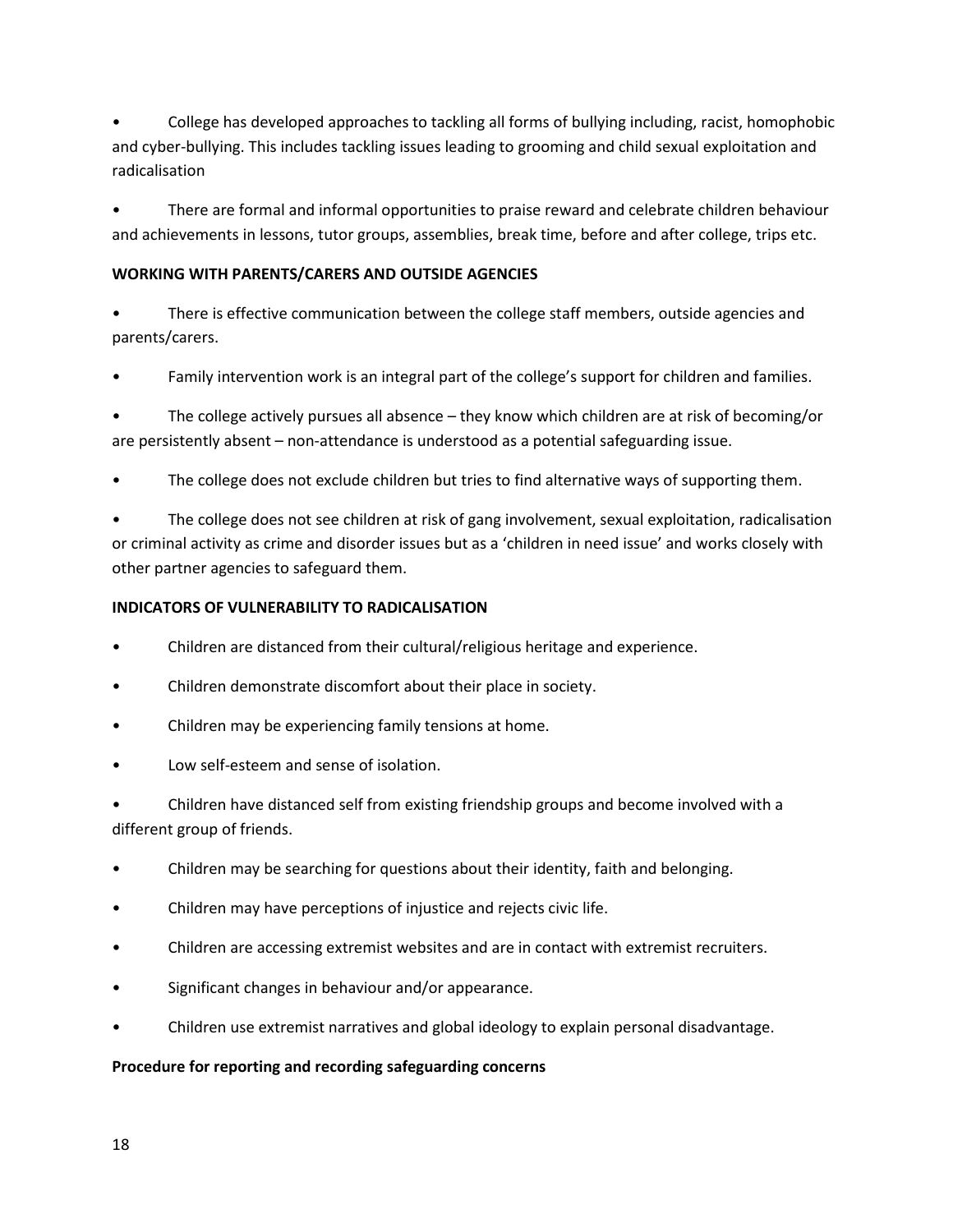- College has developed approaches to tackling all forms of bullying including, racist, homophobic and cyber-bullying. This includes tackling issues leading to grooming and child sexual exploitation and radicalisation
- There are formal and informal opportunities to praise reward and celebrate children behaviour and achievements in lessons, tutor groups, assemblies, break time, before and after college, trips etc.

**WORKING WITH PARENTS/CARERS AND OUTSIDE AGENCIES**

- There is effective communication between the college staff members, outside agencies and parents/carers.
- Family intervention work is an integral part of the college's support for children and families.
- The college actively pursues all absence – they know which children are at risk of becoming/or are persistently absent – non-attendance is understood as a potential safeguarding issue.
- The college does not exclude children but tries to find alternative ways of supporting them.
- The college does not see children at risk of gang involvement, sexual exploitation, radicalisation or criminal activity as crime and disorder issues but as a 'children in need issue' and works closely with other partner agencies to safeguard them.

**INDICATORS OF VULNERABILITY TO RADICALISATION**

- Children are distanced from their cultural/religious heritage and experience.
- Children demonstrate discomfort about their place in society.
- Children may be experiencing family tensions at home.
- Low self-esteem and sense of isolation.
- Children have distanced self from existing friendship groups and become involved with a different group of friends.
- Children may be searching for questions about their identity, faith and belonging.
- Children may have perceptions of injustice and rejects civic life.
- Children are accessing extremist websites and are in contact with extremist recruiters.
- Significant changes in behaviour and/or appearance.
- Children use extremist narratives and global ideology to explain personal disadvantage.

**Procedure for reporting and recording safeguarding concerns**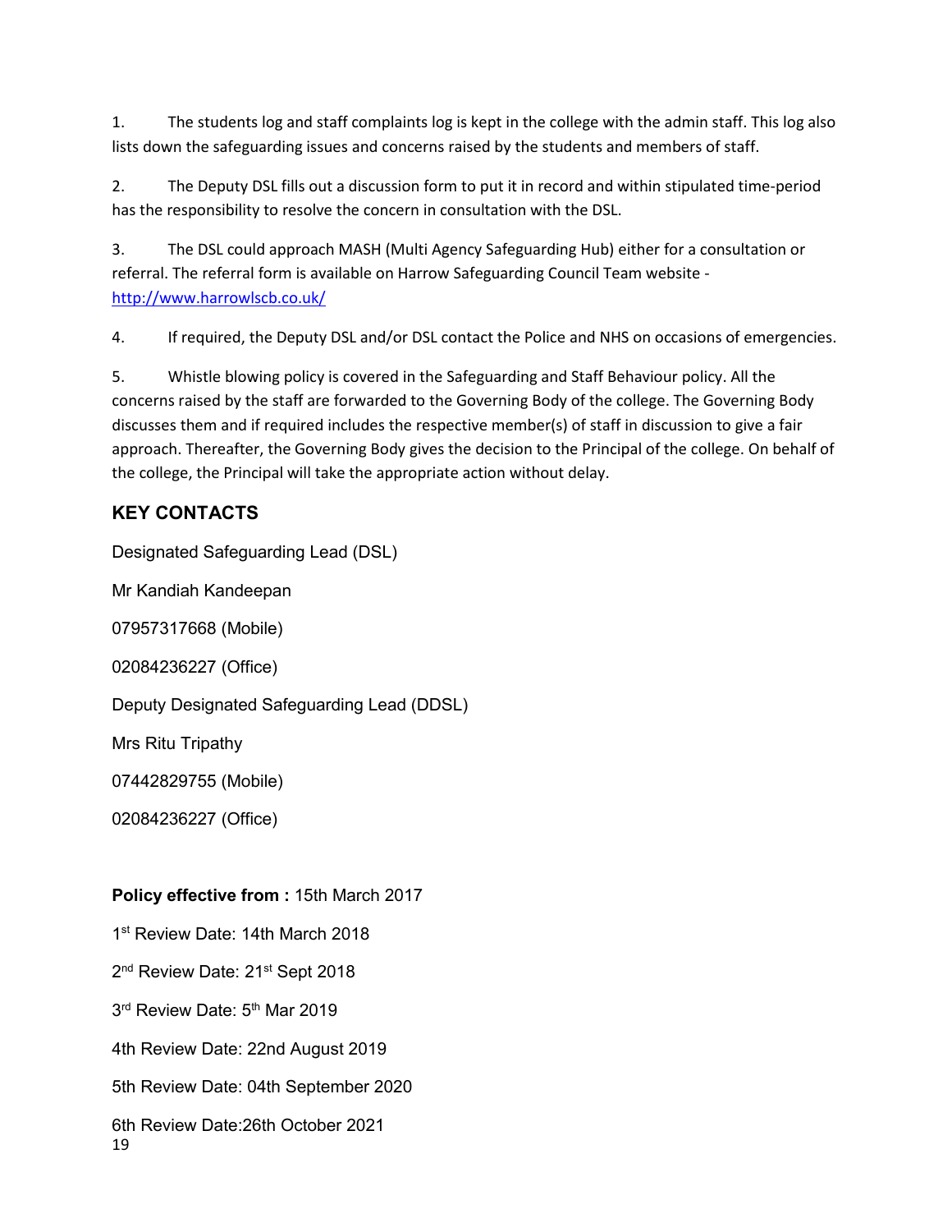1. The students log and staff complaints log is kept in the college with the admin staff. This log also lists down the safeguarding issues and concerns raised by the students and members of staff.

2. The Deputy DSL fills out a discussion form to put it in record and within stipulated time-period has the responsibility to resolve the concern in consultation with the DSL.

3. The DSL could approach MASH (Multi Agency Safeguarding Hub) either for a consultation or referral. The referral form is available on Harrow Safeguarding Council Team website - [http://www.harrowlscb.co.uk/](http://www.harrowlscb.co.uk/)

4. If required, the Deputy DSL and/or DSL contact the Police and NHS on occasions of emergencies.

5. Whistle blowing policy is covered in the Safeguarding and Staff Behaviour policy. All the concerns raised by the staff are forwarded to the Governing Body of the college. The Governing Body discusses them and if required includes the respective member(s) of staff in discussion to give a fair approach. Thereafter, the Governing Body gives the decision to the Principal of the college. On behalf of the college, the Principal will take the appropriate action without delay.

## KEY CONTACTS

Designated Safeguarding Lead (DSL)

Mr Kandiah Kandeepan

07957317668 (Mobile)

02084236227 (Office)

Deputy Designated Safeguarding Lead (DDSL)

Mrs Ritu Tripathy

07442829755 (Mobile)

02084236227 (Office)

**Policy effective from :** 15th March 2017

1st Review Date: 14th March 2018

2nd Review Date: 21st Sept 2018

3rd Review Date: 5th Mar 2019

4th Review Date: 22nd August 2019

5th Review Date: 04th September 2020

6th Review Date:26th October 2021